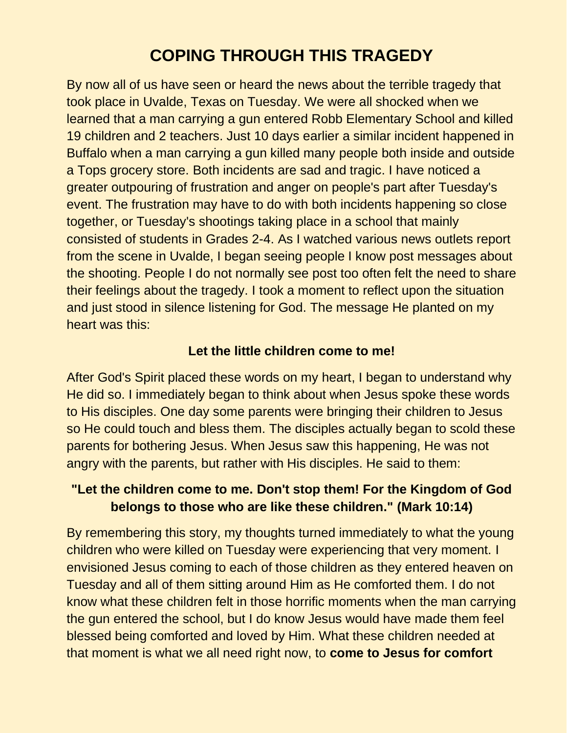# COPING THROUGH THIS TRAGEDY

By now all of us have seen or heard the news about the terrible tragedy that took place in Uvalde, Texas on Tuesday. We were all shocked when we learned that a man carrying a gun entered Robb Elementary School and killed 19 children and 2 teachers. Just 10 days earlier a similar incident happened in Buffalo when a man carrying a gun killed many people both inside and outside a Tops grocery store. Both incidents are sad and tragic. I have noticed a greater outpouring of frustration and anger on people's part after Tuesday's event. The frustration may have to do with both incidents happening so close together, or Tuesday's shootings taking place in a school that mainly consisted of students in Grades 2-4. As I watched various news outlets report from the scene in Uvalde, I began seeing people I know post messages about the shooting. People I do not normally see post too often felt the need to share their feelings about the tragedy. I took a moment to reflect upon the situation and just stood in silence listening for God. The message He planted on my heart was this:

**Let the little children come to me!**

After God's Spirit placed these words on my heart, I began to understand why He did so. I immediately began to think about when Jesus spoke these words to His disciples. One day some parents were bringing their children to Jesus so He could touch and bless them. The disciples actually began to scold these parents for bothering Jesus. When Jesus saw this happening, He was not angry with the parents, but rather with His disciples. He said to them:

**"Let the children come to me. Don't stop them! For the Kingdom of God belongs to those who are like these children." (Mark 10:14)**

By remembering this story, my thoughts turned immediately to what the young children who were killed on Tuesday were experiencing that very moment. I envisioned Jesus coming to each of those children as they entered heaven on Tuesday and all of them sitting around Him as He comforted them. I do not know what these children felt in those horrific moments when the man carrying the gun entered the school, but I do know Jesus would have made them feel blessed being comforted and loved by Him. What these children needed at that moment is what we all need right now, to **come to Jesus for comfort**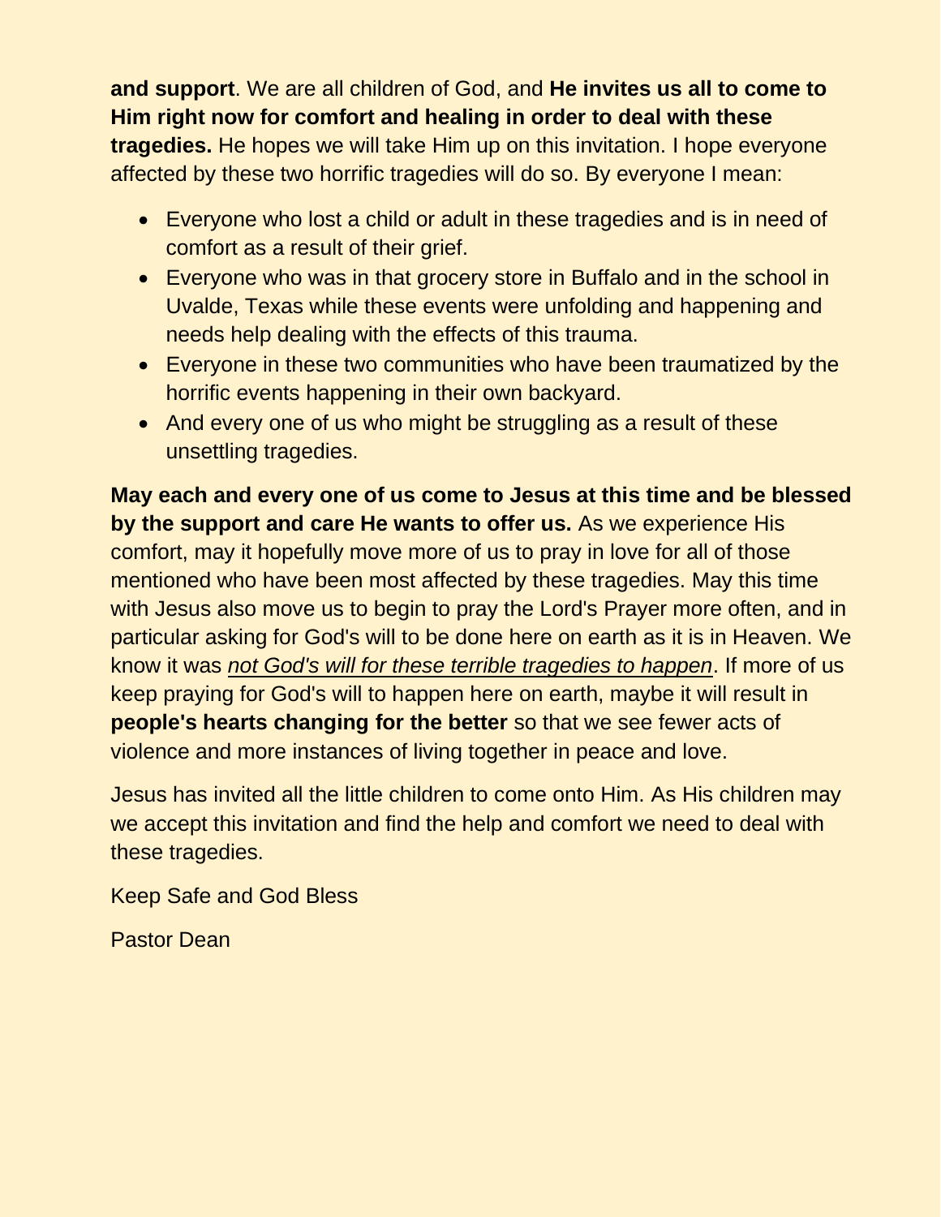**and support**. We are all children of God, and **He invites us all to come to Him right now for comfort and healing in order to deal with these tragedies.** He hopes we will take Him up on this invitation. I hope everyone affected by these two horrific tragedies will do so. By everyone I mean:

- Everyone who lost a child or adult in these tragedies and is in need of comfort as a result of their grief.
- Everyone who was in that grocery store in Buffalo and in the school in Uvalde, Texas while these events were unfolding and happening and needs help dealing with the effects of this trauma.
- Everyone in these two communities who have been traumatized by the horrific events happening in their own backyard.
- And every one of us who might be struggling as a result of these unsettling tragedies.

**May each and every one of us come to Jesus at this time and be blessed by the support and care He wants to offer us.** As we experience His comfort, may it hopefully move more of us to pray in love for all of those mentioned who have been most affected by these tragedies. May this time with Jesus also move us to begin to pray the Lord's Prayer more often, and in particular asking for God's will to be done here on earth as it is in Heaven. We know it was <u>*not God's will for these terrible tragedies to happen*</u>. If more of us keep praying for God's will to happen here on earth, maybe it will result in **people's hearts changing for the better** so that we see fewer acts of violence and more instances of living together in peace and love.

Jesus has invited all the little children to come onto Him. As His children may we accept this invitation and find the help and comfort we need to deal with these tragedies.

Keep Safe and God Bless

Pastor Dean